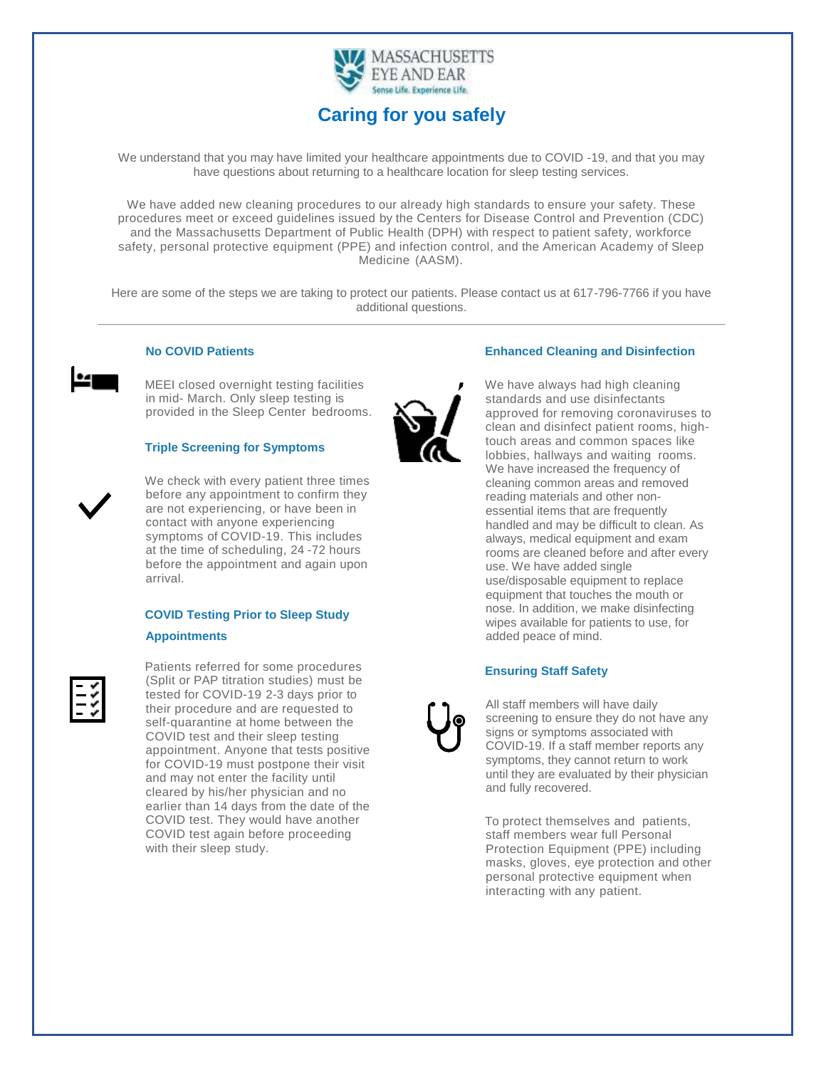MASSACHUSETTS EYE AND EAR

Sense Life. Experience Life.

# Caring for you safely

We understand that you may have limited your healthcare appointments due to COVID -19, and that you may have questions about returning to a healthcare location for sleep testing services.

We have added new cleaning procedures to our already high standards to ensure your safety. These procedures meet or exceed guidelines issued by the Centers for Disease Control and Prevention (CDC) and the Massachusetts Department of Public Health (DPH) with respect to patient safety, workforce safety, personal protective equipment (PPE) and infection control, and the American Academy of Sleep Medicine (AASM).

Here are some of the steps we are taking to protect our patients. Please contact us at 617-796-7766 if you have additional questions.

---

### No COVID Patients

MEEI closed overnight testing facilities in mid- March. Only sleep testing is provided in the Sleep Center bedrooms.

### Triple Screening for Symptoms

We check with every patient three times before any appointment to confirm they are not experiencing, or have been in contact with anyone experiencing symptoms of COVID-19. This includes at the time of scheduling, 24 -72 hours before the appointment and again upon arrival.

### COVID Testing Prior to Sleep Study Appointments

Patients referred for some procedures (Split or PAP titration studies) must be tested for COVID-19 2-3 days prior to their procedure and are requested to self-quarantine at home between the COVID test and their sleep testing appointment. Anyone that tests positive for COVID-19 must postpone their visit and may not enter the facility until cleared by his/her physician and no earlier than 14 days from the date of the COVID test. They would have another COVID test again before proceeding with their sleep study.

### Enhanced Cleaning and Disinfection

We have always had high cleaning standards and use disinfectants approved for removing coronaviruses to clean and disinfect patient rooms, high-touch areas and common spaces like lobbies, hallways and waiting rooms. We have increased the frequency of cleaning common areas and removed reading materials and other non-essential items that are frequently handled and may be difficult to clean. As always, medical equipment and exam rooms are cleaned before and after every use. We have added single use/disposable equipment to replace equipment that touches the mouth or nose. In addition, we make disinfecting wipes available for patients to use, for added peace of mind.

### Ensuring Staff Safety

All staff members will have daily screening to ensure they do not have any signs or symptoms associated with COVID-19. If a staff member reports any symptoms, they cannot return to work until they are evaluated by their physician and fully recovered.

To protect themselves and patients, staff members wear full Personal Protection Equipment (PPE) including masks, gloves, eye protection and other personal protective equipment when interacting with any patient.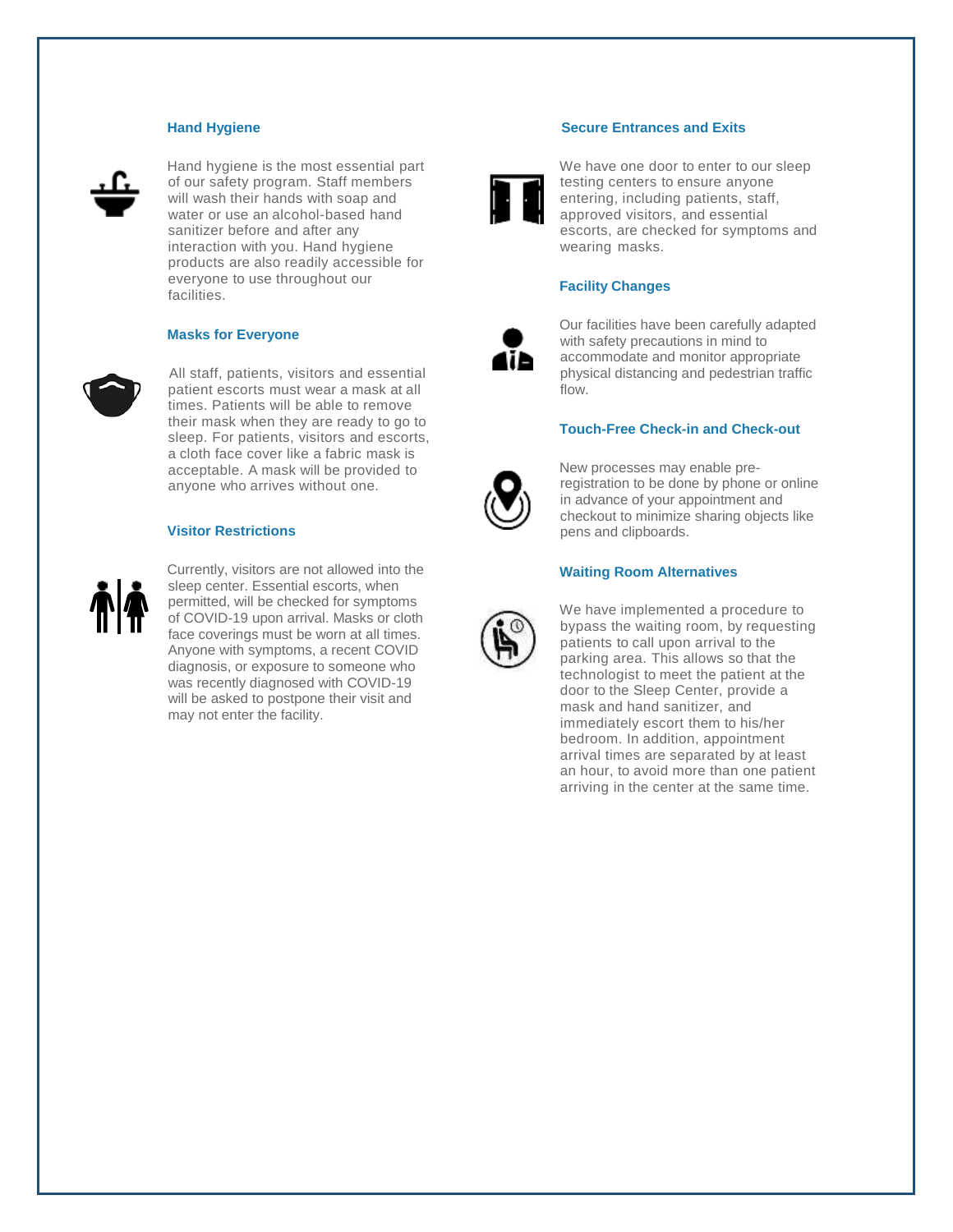### Hand Hygiene

Hand hygiene is the most essential part of our safety program. Staff members will wash their hands with soap and water or use an alcohol-based hand sanitizer before and after any interaction with you. Hand hygiene products are also readily accessible for everyone to use throughout our facilities.

### Masks for Everyone

All staff, patients, visitors and essential patient escorts must wear a mask at all times. Patients will be able to remove their mask when they are ready to go to sleep. For patients, visitors and escorts, a cloth face cover like a fabric mask is acceptable. A mask will be provided to anyone who arrives without one.

### Visitor Restrictions

Currently, visitors are not allowed into the sleep center. Essential escorts, when permitted, will be checked for symptoms of COVID-19 upon arrival. Masks or cloth face coverings must be worn at all times. Anyone with symptoms, a recent COVID diagnosis, or exposure to someone who was recently diagnosed with COVID-19 will be asked to postpone their visit and may not enter the facility.

### Secure Entrances and Exits

We have one door to enter to our sleep testing centers to ensure anyone entering, including patients, staff, approved visitors, and essential escorts, are checked for symptoms and wearing masks.

### Facility Changes

Our facilities have been carefully adapted with safety precautions in mind to accommodate and monitor appropriate physical distancing and pedestrian traffic flow.

### Touch-Free Check-in and Check-out

New processes may enable pre-registration to be done by phone or online in advance of your appointment and checkout to minimize sharing objects like pens and clipboards.

### Waiting Room Alternatives

We have implemented a procedure to bypass the waiting room, by requesting patients to call upon arrival to the parking area. This allows so that the technologist to meet the patient at the door to the Sleep Center, provide a mask and hand sanitizer, and immediately escort them to his/her bedroom. In addition, appointment arrival times are separated by at least an hour, to avoid more than one patient arriving in the center at the same time.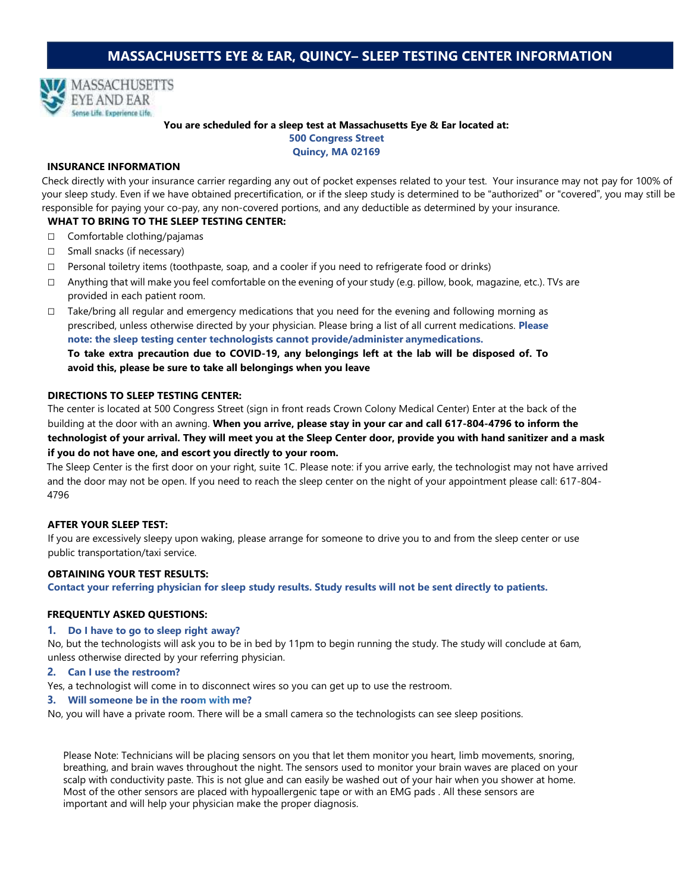# MASSACHUSETTS EYE & EAR, QUINCY– SLEEP TESTING CENTER INFORMATION

MASSACHUSETTS EYE AND EAR
Sense Life. Experience Life.

**You are scheduled for a sleep test at Massachusetts Eye & Ear located at:**

**500 Congress Street**
**Quincy, MA 02169**

**INSURANCE INFORMATION**

Check directly with your insurance carrier regarding any out of pocket expenses related to your test. Your insurance may not pay for 100% of your sleep study. Even if we have obtained precertification, or if the sleep study is determined to be "authorized" or "covered", you may still be responsible for paying your co-pay, any non-covered portions, and any deductible as determined by your insurance.

**WHAT TO BRING TO THE SLEEP TESTING CENTER:**

- ☐ Comfortable clothing/pajamas
- ☐ Small snacks (if necessary)
- ☐ Personal toiletry items (toothpaste, soap, and a cooler if you need to refrigerate food or drinks)
- ☐ Anything that will make you feel comfortable on the evening of your study (e.g. pillow, book, magazine, etc.). TVs are provided in each patient room.
- ☐ Take/bring all regular and emergency medications that you need for the evening and following morning as prescribed, unless otherwise directed by your physician. Please bring a list of all current medications. **Please note: the sleep testing center technologists cannot provide/administer anymedications.**

  **To take extra precaution due to COVID-19, any belongings left at the lab will be disposed of. To avoid this, please be sure to take all belongings when you leave**

**DIRECTIONS TO SLEEP TESTING CENTER:**

The center is located at 500 Congress Street (sign in front reads Crown Colony Medical Center) Enter at the back of the building at the door with an awning. **When you arrive, please stay in your car and call 617-804-4796 to inform the technologist of your arrival. They will meet you at the Sleep Center door, provide you with hand sanitizer and a mask if you do not have one, and escort you directly to your room.**

The Sleep Center is the first door on your right, suite 1C. Please note: if you arrive early, the technologist may not have arrived and the door may not be open. If you need to reach the sleep center on the night of your appointment please call: 617-804-4796

**AFTER YOUR SLEEP TEST:**

If you are excessively sleepy upon waking, please arrange for someone to drive you to and from the sleep center or use public transportation/taxi service.

**OBTAINING YOUR TEST RESULTS:**

**Contact your referring physician for sleep study results. Study results will not be sent directly to patients.**

**FREQUENTLY ASKED QUESTIONS:**

1. **Do I have to go to sleep right away?**

No, but the technologists will ask you to be in bed by 11pm to begin running the study. The study will conclude at 6am, unless otherwise directed by your referring physician.

2. **Can I use the restroom?**

Yes, a technologist will come in to disconnect wires so you can get up to use the restroom.

3. **Will someone be in the room with me?**

No, you will have a private room. There will be a small camera so the technologists can see sleep positions.

Please Note: Technicians will be placing sensors on you that let them monitor you heart, limb movements, snoring, breathing, and brain waves throughout the night. The sensors used to monitor your brain waves are placed on your scalp with conductivity paste. This is not glue and can easily be washed out of your hair when you shower at home. Most of the other sensors are placed with hypoallergenic tape or with an EMG pads . All these sensors are important and will help your physician make the proper diagnosis.